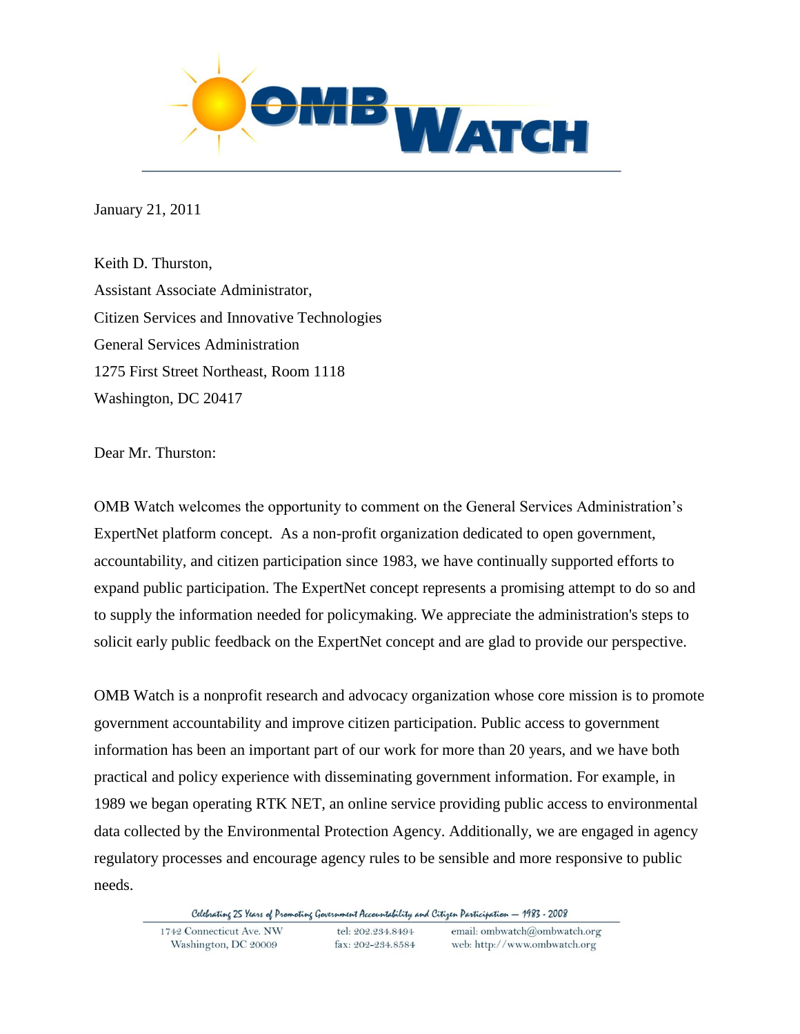January 21, 2011

Keith D. Thurston,
Assistant Associate Administrator,
Citizen Services and Innovative Technologies
General Services Administration
1275 First Street Northeast, Room 1118
Washington, DC 20417

Dear Mr. Thurston:

OMB Watch welcomes the opportunity to comment on the General Services Administration's ExpertNet platform concept. As a non-profit organization dedicated to open government, accountability, and citizen participation since 1983, we have continually supported efforts to expand public participation. The ExpertNet concept represents a promising attempt to do so and to supply the information needed for policymaking. We appreciate the administration's steps to solicit early public feedback on the ExpertNet concept and are glad to provide our perspective.

OMB Watch is a nonprofit research and advocacy organization whose core mission is to promote government accountability and improve citizen participation. Public access to government information has been an important part of our work for more than 20 years, and we have both practical and policy experience with disseminating government information. For example, in 1989 we began operating RTK NET, an online service providing public access to environmental data collected by the Environmental Protection Agency. Additionally, we are engaged in agency regulatory processes and encourage agency rules to be sensible and more responsive to public needs.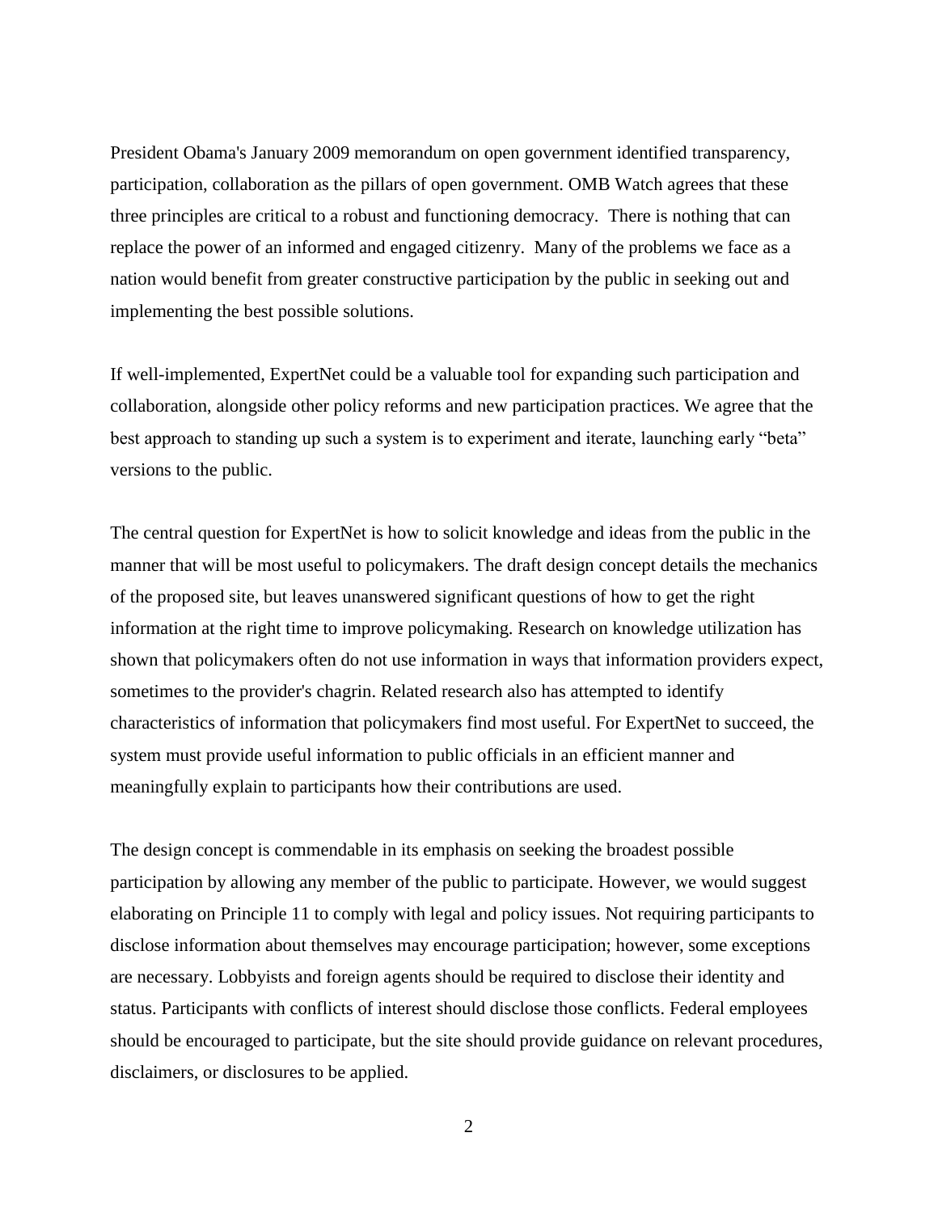President Obama's January 2009 memorandum on open government identified transparency, participation, collaboration as the pillars of open government. OMB Watch agrees that these three principles are critical to a robust and functioning democracy. There is nothing that can replace the power of an informed and engaged citizenry. Many of the problems we face as a nation would benefit from greater constructive participation by the public in seeking out and implementing the best possible solutions.

If well-implemented, ExpertNet could be a valuable tool for expanding such participation and collaboration, alongside other policy reforms and new participation practices. We agree that the best approach to standing up such a system is to experiment and iterate, launching early "beta" versions to the public.

The central question for ExpertNet is how to solicit knowledge and ideas from the public in the manner that will be most useful to policymakers. The draft design concept details the mechanics of the proposed site, but leaves unanswered significant questions of how to get the right information at the right time to improve policymaking. Research on knowledge utilization has shown that policymakers often do not use information in ways that information providers expect, sometimes to the provider's chagrin. Related research also has attempted to identify characteristics of information that policymakers find most useful. For ExpertNet to succeed, the system must provide useful information to public officials in an efficient manner and meaningfully explain to participants how their contributions are used.

The design concept is commendable in its emphasis on seeking the broadest possible participation by allowing any member of the public to participate. However, we would suggest elaborating on Principle 11 to comply with legal and policy issues. Not requiring participants to disclose information about themselves may encourage participation; however, some exceptions are necessary. Lobbyists and foreign agents should be required to disclose their identity and status. Participants with conflicts of interest should disclose those conflicts. Federal employees should be encouraged to participate, but the site should provide guidance on relevant procedures, disclaimers, or disclosures to be applied.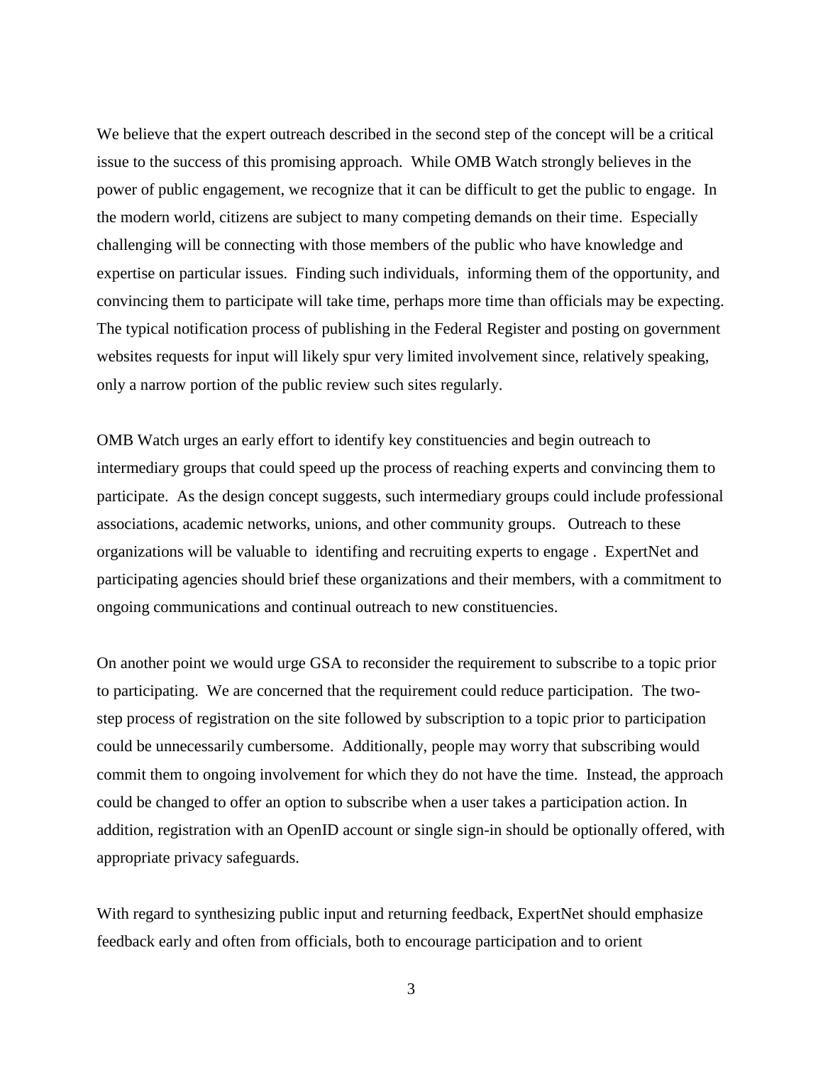We believe that the expert outreach described in the second step of the concept will be a critical issue to the success of this promising approach. While OMB Watch strongly believes in the power of public engagement, we recognize that it can be difficult to get the public to engage. In the modern world, citizens are subject to many competing demands on their time. Especially challenging will be connecting with those members of the public who have knowledge and expertise on particular issues. Finding such individuals, informing them of the opportunity, and convincing them to participate will take time, perhaps more time than officials may be expecting. The typical notification process of publishing in the Federal Register and posting on government websites requests for input will likely spur very limited involvement since, relatively speaking, only a narrow portion of the public review such sites regularly.

OMB Watch urges an early effort to identify key constituencies and begin outreach to intermediary groups that could speed up the process of reaching experts and convincing them to participate. As the design concept suggests, such intermediary groups could include professional associations, academic networks, unions, and other community groups. Outreach to these organizations will be valuable to identifing and recruiting experts to engage . ExpertNet and participating agencies should brief these organizations and their members, with a commitment to ongoing communications and continual outreach to new constituencies.

On another point we would urge GSA to reconsider the requirement to subscribe to a topic prior to participating. We are concerned that the requirement could reduce participation. The two-step process of registration on the site followed by subscription to a topic prior to participation could be unnecessarily cumbersome. Additionally, people may worry that subscribing would commit them to ongoing involvement for which they do not have the time. Instead, the approach could be changed to offer an option to subscribe when a user takes a participation action. In addition, registration with an OpenID account or single sign-in should be optionally offered, with appropriate privacy safeguards.

With regard to synthesizing public input and returning feedback, ExpertNet should emphasize feedback early and often from officials, both to encourage participation and to orient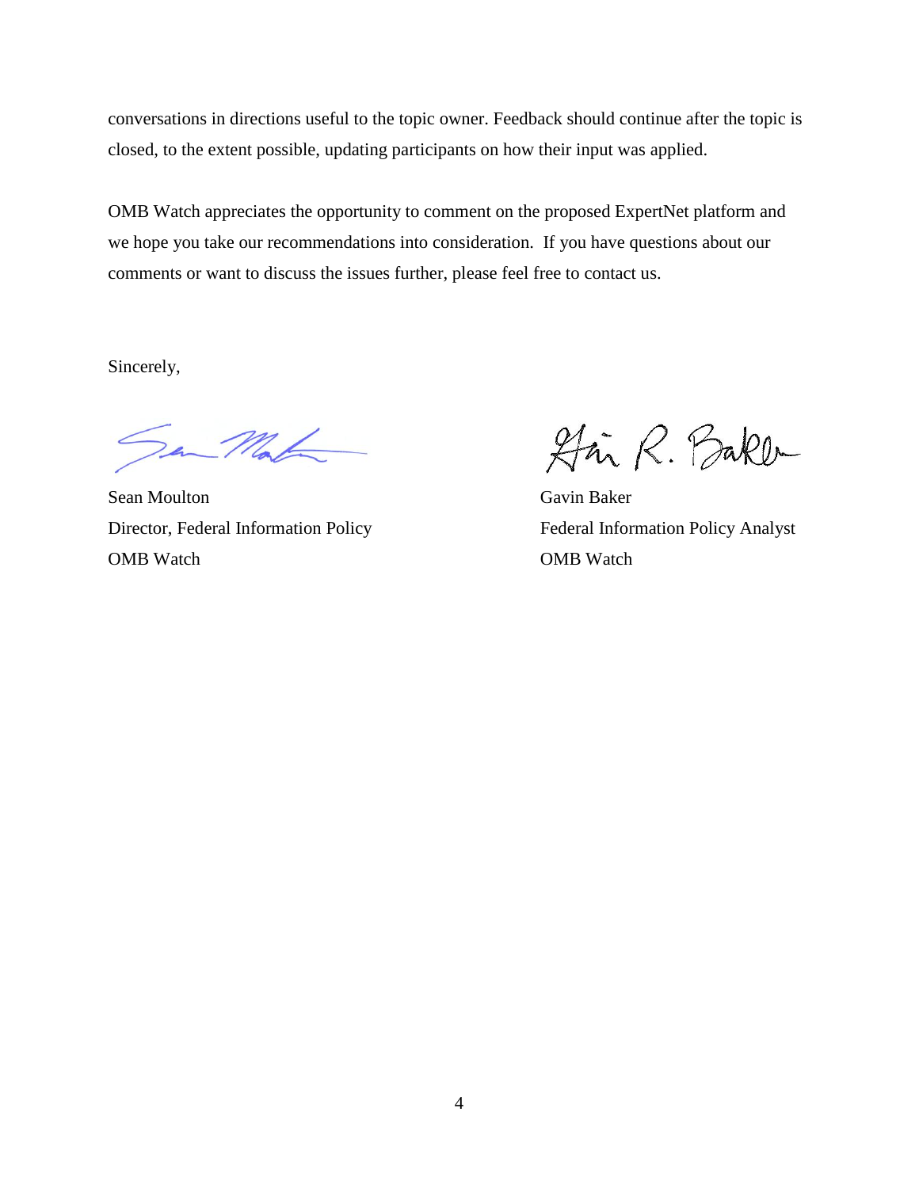conversations in directions useful to the topic owner. Feedback should continue after the topic is closed, to the extent possible, updating participants on how their input was applied.

OMB Watch appreciates the opportunity to comment on the proposed ExpertNet platform and we hope you take our recommendations into consideration. If you have questions about our comments or want to discuss the issues further, please feel free to contact us.

Sincerely,

Sean Moulton
Director, Federal Information Policy
OMB Watch

Gavin Baker
Federal Information Policy Analyst
OMB Watch